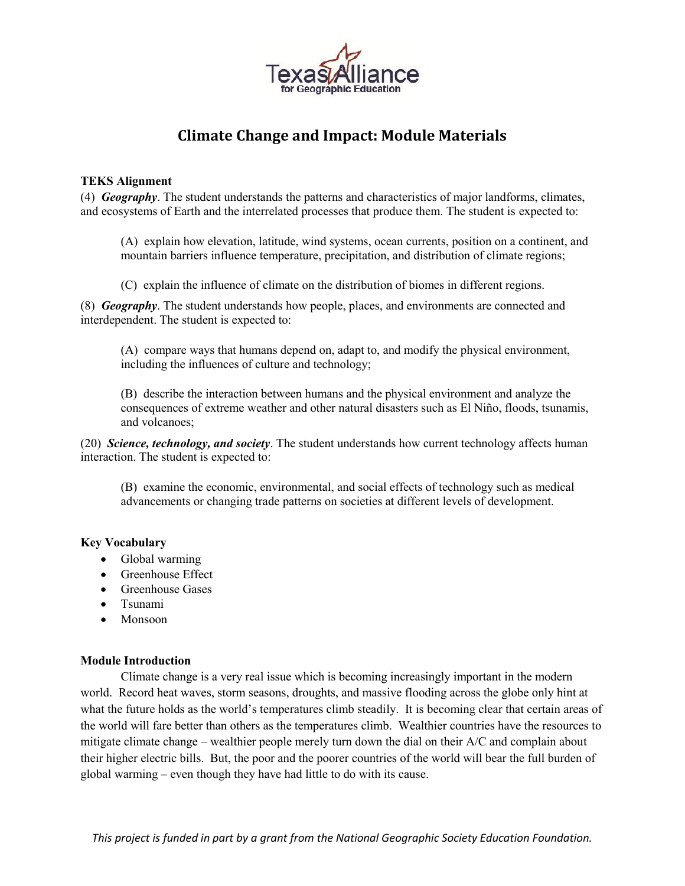Texas Alliance for Geographic Education

# Climate Change and Impact: Module Materials

**TEKS Alignment**

(4) ***Geography***. The student understands the patterns and characteristics of major landforms, climates, and ecosystems of Earth and the interrelated processes that produce them. The student is expected to:

> (A) explain how elevation, latitude, wind systems, ocean currents, position on a continent, and mountain barriers influence temperature, precipitation, and distribution of climate regions;
>
> (C) explain the influence of climate on the distribution of biomes in different regions.

(8) ***Geography***. The student understands how people, places, and environments are connected and interdependent. The student is expected to:

> (A) compare ways that humans depend on, adapt to, and modify the physical environment, including the influences of culture and technology;
>
> (B) describe the interaction between humans and the physical environment and analyze the consequences of extreme weather and other natural disasters such as El Niño, floods, tsunamis, and volcanoes;

(20) ***Science, technology, and society***. The student understands how current technology affects human interaction. The student is expected to:

> (B) examine the economic, environmental, and social effects of technology such as medical advancements or changing trade patterns on societies at different levels of development.

**Key Vocabulary**

- Global warming
- Greenhouse Effect
- Greenhouse Gases
- Tsunami
- Monsoon

**Module Introduction**

Climate change is a very real issue which is becoming increasingly important in the modern world. Record heat waves, storm seasons, droughts, and massive flooding across the globe only hint at what the future holds as the world's temperatures climb steadily. It is becoming clear that certain areas of the world will fare better than others as the temperatures climb. Wealthier countries have the resources to mitigate climate change – wealthier people merely turn down the dial on their A/C and complain about their higher electric bills. But, the poor and the poorer countries of the world will bear the full burden of global warming – even though they have had little to do with its cause.

*This project is funded in part by a grant from the National Geographic Society Education Foundation.*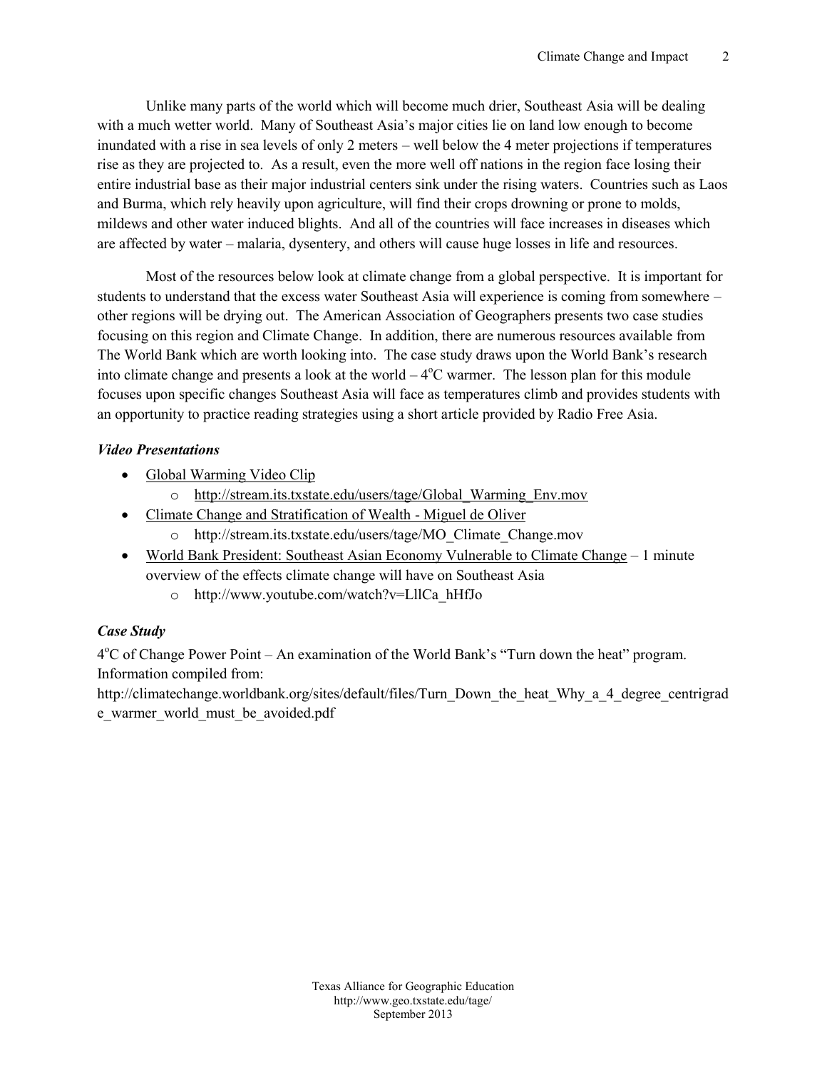Unlike many parts of the world which will become much drier, Southeast Asia will be dealing with a much wetter world. Many of Southeast Asia's major cities lie on land low enough to become inundated with a rise in sea levels of only 2 meters – well below the 4 meter projections if temperatures rise as they are projected to. As a result, even the more well off nations in the region face losing their entire industrial base as their major industrial centers sink under the rising waters. Countries such as Laos and Burma, which rely heavily upon agriculture, will find their crops drowning or prone to molds, mildews and other water induced blights. And all of the countries will face increases in diseases which are affected by water – malaria, dysentery, and others will cause huge losses in life and resources.

Most of the resources below look at climate change from a global perspective. It is important for students to understand that the excess water Southeast Asia will experience is coming from somewhere – other regions will be drying out. The American Association of Geographers presents two case studies focusing on this region and Climate Change. In addition, there are numerous resources available from The World Bank which are worth looking into. The case study draws upon the World Bank's research into climate change and presents a look at the world – 4°C warmer. The lesson plan for this module focuses upon specific changes Southeast Asia will face as temperatures climb and provides students with an opportunity to practice reading strategies using a short article provided by Radio Free Asia.

### *Video Presentations*

- Global Warming Video Clip
  - http://stream.its.txstate.edu/users/tage/Global_Warming_Env.mov
- Climate Change and Stratification of Wealth - Miguel de Oliver
  - http://stream.its.txstate.edu/users/tage/MO_Climate_Change.mov
- World Bank President: Southeast Asian Economy Vulnerable to Climate Change – 1 minute overview of the effects climate change will have on Southeast Asia
  - http://www.youtube.com/watch?v=LllCa_hHfJo

### *Case Study*

4°C of Change Power Point – An examination of the World Bank's "Turn down the heat" program. Information compiled from:
http://climatechange.worldbank.org/sites/default/files/Turn_Down_the_heat_Why_a_4_degree_centrigrade_warmer_world_must_be_avoided.pdf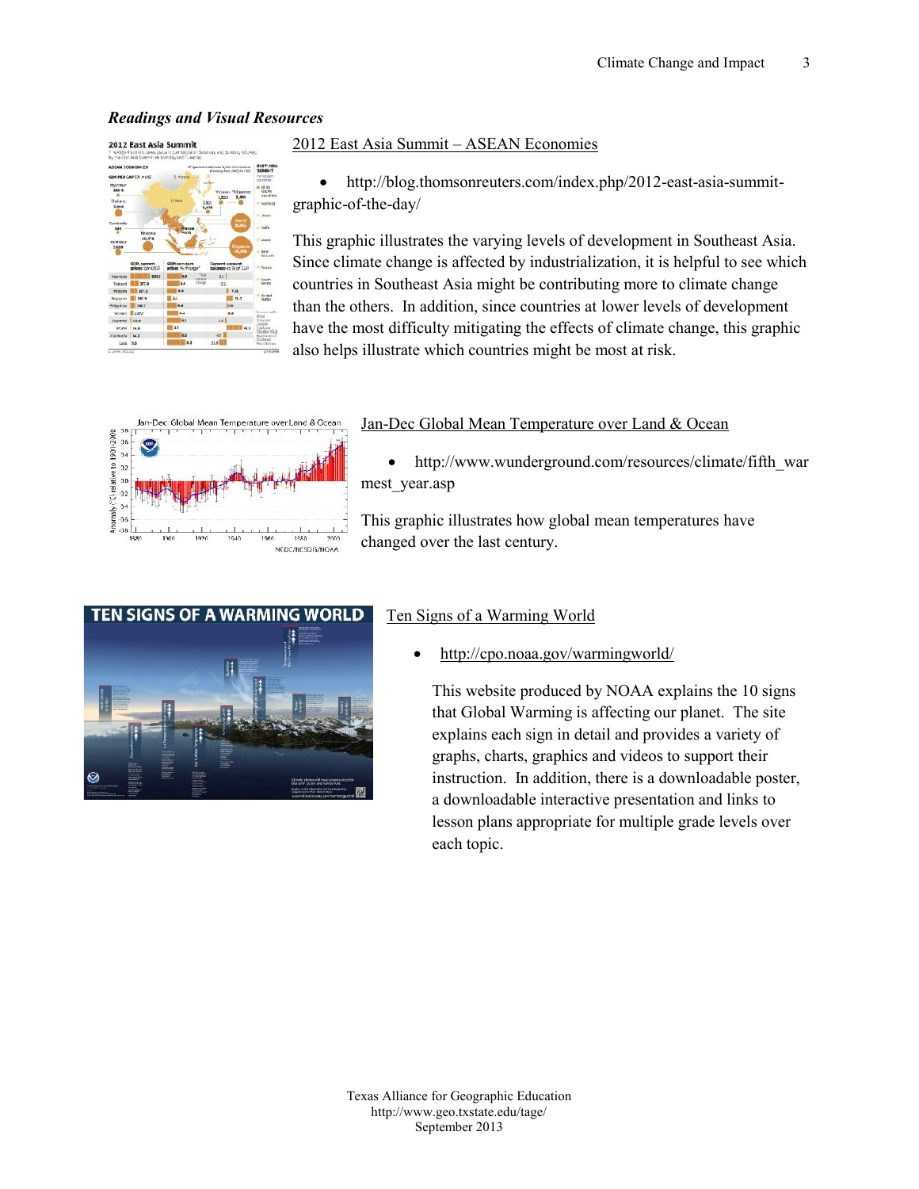### *Readings and Visual Resources*

2012 East Asia Summit – ASEAN Economies

- http://blog.thomsonreuters.com/index.php/2012-east-asia-summit-graphic-of-the-day/

This graphic illustrates the varying levels of development in Southeast Asia. Since climate change is affected by industrialization, it is helpful to see which countries in Southeast Asia might be contributing more to climate change than the others. In addition, since countries at lower levels of development have the most difficulty mitigating the effects of climate change, this graphic also helps illustrate which countries might be most at risk.

Jan-Dec Global Mean Temperature over Land & Ocean

- http://www.wunderground.com/resources/climate/fifth_warmest_year.asp

This graphic illustrates how global mean temperatures have changed over the last century.

Ten Signs of a Warming World

- http://cpo.noaa.gov/warmingworld/

This website produced by NOAA explains the 10 signs that Global Warming is affecting our planet. The site explains each sign in detail and provides a variety of graphs, charts, graphics and videos to support their instruction. In addition, there is a downloadable poster, a downloadable interactive presentation and links to lesson plans appropriate for multiple grade levels over each topic.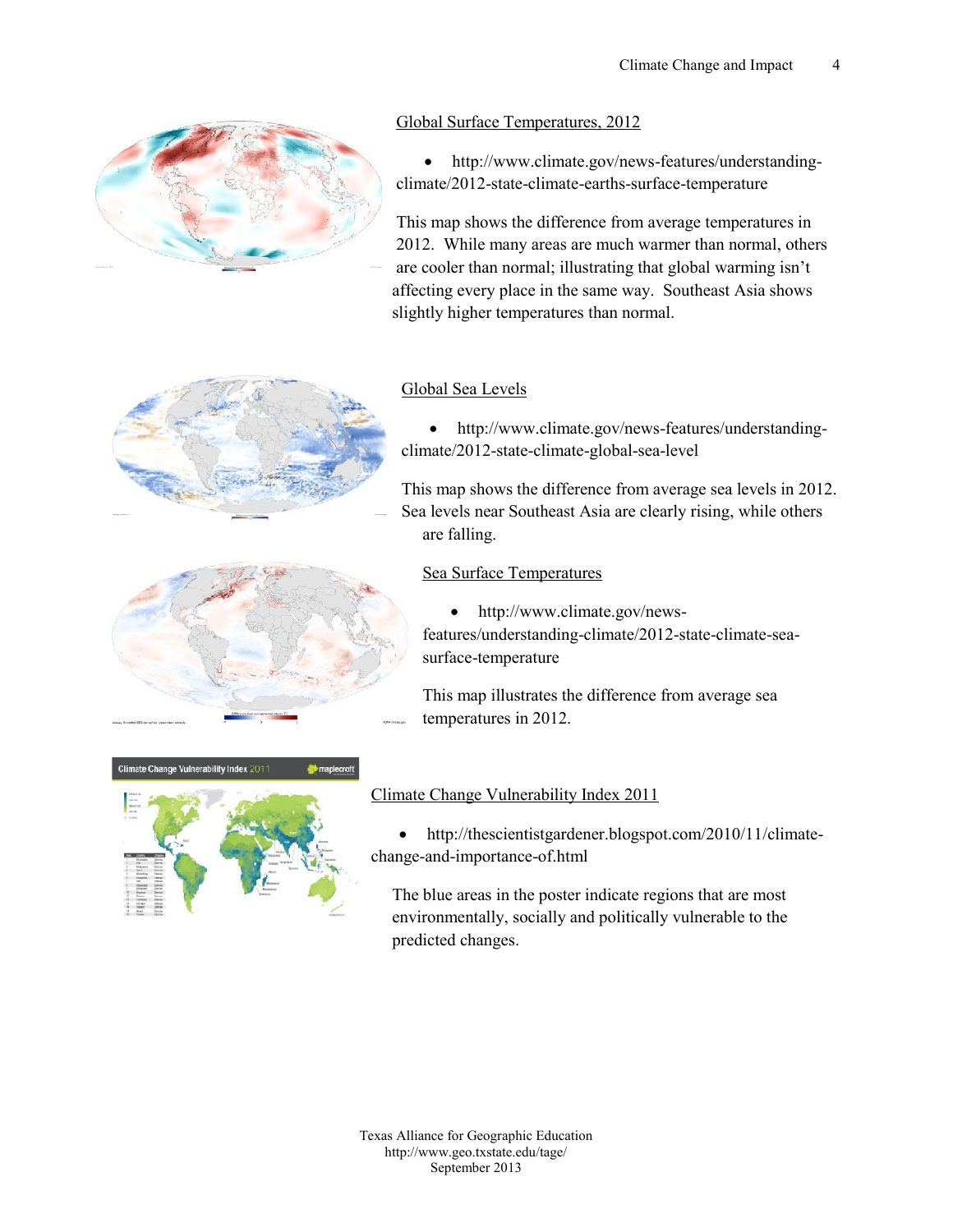Global Surface Temperatures, 2012

- http://www.climate.gov/news-features/understanding-climate/2012-state-climate-earths-surface-temperature

This map shows the difference from average temperatures in 2012. While many areas are much warmer than normal, others are cooler than normal; illustrating that global warming isn't affecting every place in the same way. Southeast Asia shows slightly higher temperatures than normal.

Global Sea Levels

- http://www.climate.gov/news-features/understanding-climate/2012-state-climate-global-sea-level

This map shows the difference from average sea levels in 2012. Sea levels near Southeast Asia are clearly rising, while others are falling.

Sea Surface Temperatures

- http://www.climate.gov/news-features/understanding-climate/2012-state-climate-sea-surface-temperature

This map illustrates the difference from average sea temperatures in 2012.

Climate Change Vulnerability Index 2011

- http://thescientistgardener.blogspot.com/2010/11/climate-change-and-importance-of.html

The blue areas in the poster indicate regions that are most environmentally, socially and politically vulnerable to the predicted changes.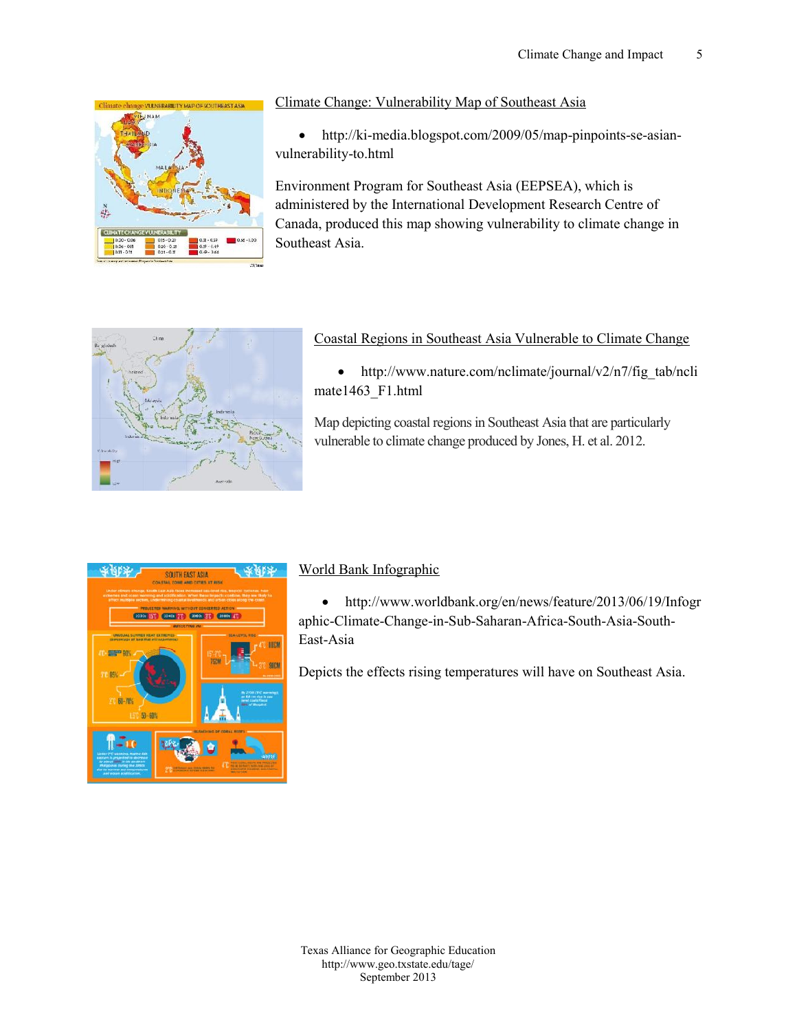Climate Change: Vulnerability Map of Southeast Asia

- http://ki-media.blogspot.com/2009/05/map-pinpoints-se-asian-vulnerability-to.html

Environment Program for Southeast Asia (EEPSEA), which is administered by the International Development Research Centre of Canada, produced this map showing vulnerability to climate change in Southeast Asia.

Coastal Regions in Southeast Asia Vulnerable to Climate Change

- http://www.nature.com/nclimate/journal/v2/n7/fig_tab/nclimate1463_F1.html

Map depicting coastal regions in Southeast Asia that are particularly vulnerable to climate change produced by Jones, H. et al. 2012.

World Bank Infographic

- http://www.worldbank.org/en/news/feature/2013/06/19/Infographic-Climate-Change-in-Sub-Saharan-Africa-South-Asia-South-East-Asia

Depicts the effects rising temperatures will have on Southeast Asia.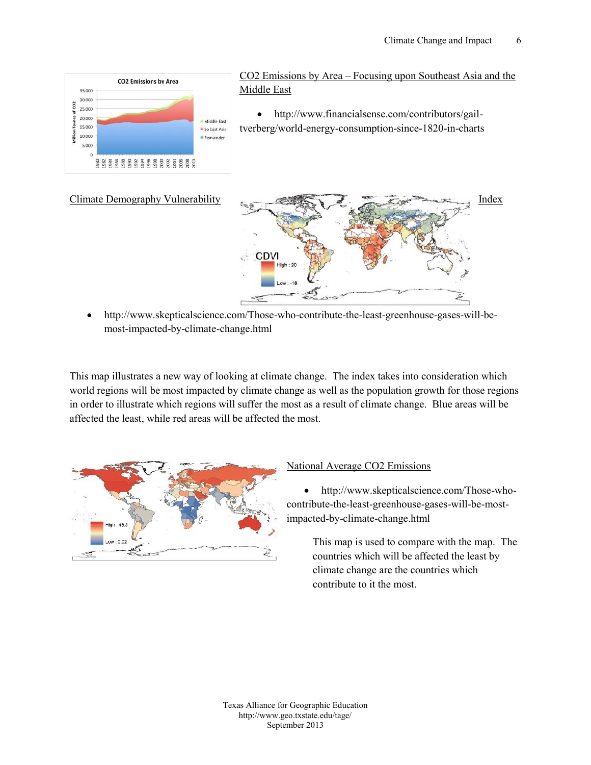## CO2 Emissions by Area – Focusing upon Southeast Asia and the Middle East

- http://www.financialsense.com/contributors/gail-tverberg/world-energy-consumption-since-1820-in-charts

## Climate Demography Vulnerability Index

- http://www.skepticalscience.com/Those-who-contribute-the-least-greenhouse-gases-will-be-most-impacted-by-climate-change.html

This map illustrates a new way of looking at climate change. The index takes into consideration which world regions will be most impacted by climate change as well as the population growth for those regions in order to illustrate which regions will suffer the most as a result of climate change. Blue areas will be affected the least, while red areas will be affected the most.

## National Average CO2 Emissions

- http://www.skepticalscience.com/Those-who-contribute-the-least-greenhouse-gases-will-be-most-impacted-by-climate-change.html

This map is used to compare with the map. The countries which will be affected the least by climate change are the countries which contribute to it the most.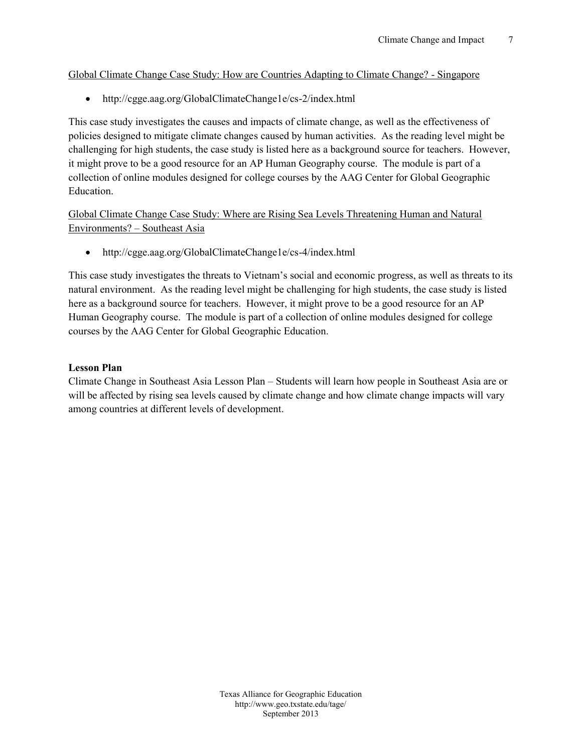Global Climate Change Case Study: How are Countries Adapting to Climate Change? - Singapore

- http://cgge.aag.org/GlobalClimateChange1e/cs-2/index.html

This case study investigates the causes and impacts of climate change, as well as the effectiveness of policies designed to mitigate climate changes caused by human activities. As the reading level might be challenging for high students, the case study is listed here as a background source for teachers. However, it might prove to be a good resource for an AP Human Geography course. The module is part of a collection of online modules designed for college courses by the AAG Center for Global Geographic Education.

Global Climate Change Case Study: Where are Rising Sea Levels Threatening Human and Natural Environments? – Southeast Asia

- http://cgge.aag.org/GlobalClimateChange1e/cs-4/index.html

This case study investigates the threats to Vietnam's social and economic progress, as well as threats to its natural environment. As the reading level might be challenging for high students, the case study is listed here as a background source for teachers. However, it might prove to be a good resource for an AP Human Geography course. The module is part of a collection of online modules designed for college courses by the AAG Center for Global Geographic Education.

**Lesson Plan**

Climate Change in Southeast Asia Lesson Plan – Students will learn how people in Southeast Asia are or will be affected by rising sea levels caused by climate change and how climate change impacts will vary among countries at different levels of development.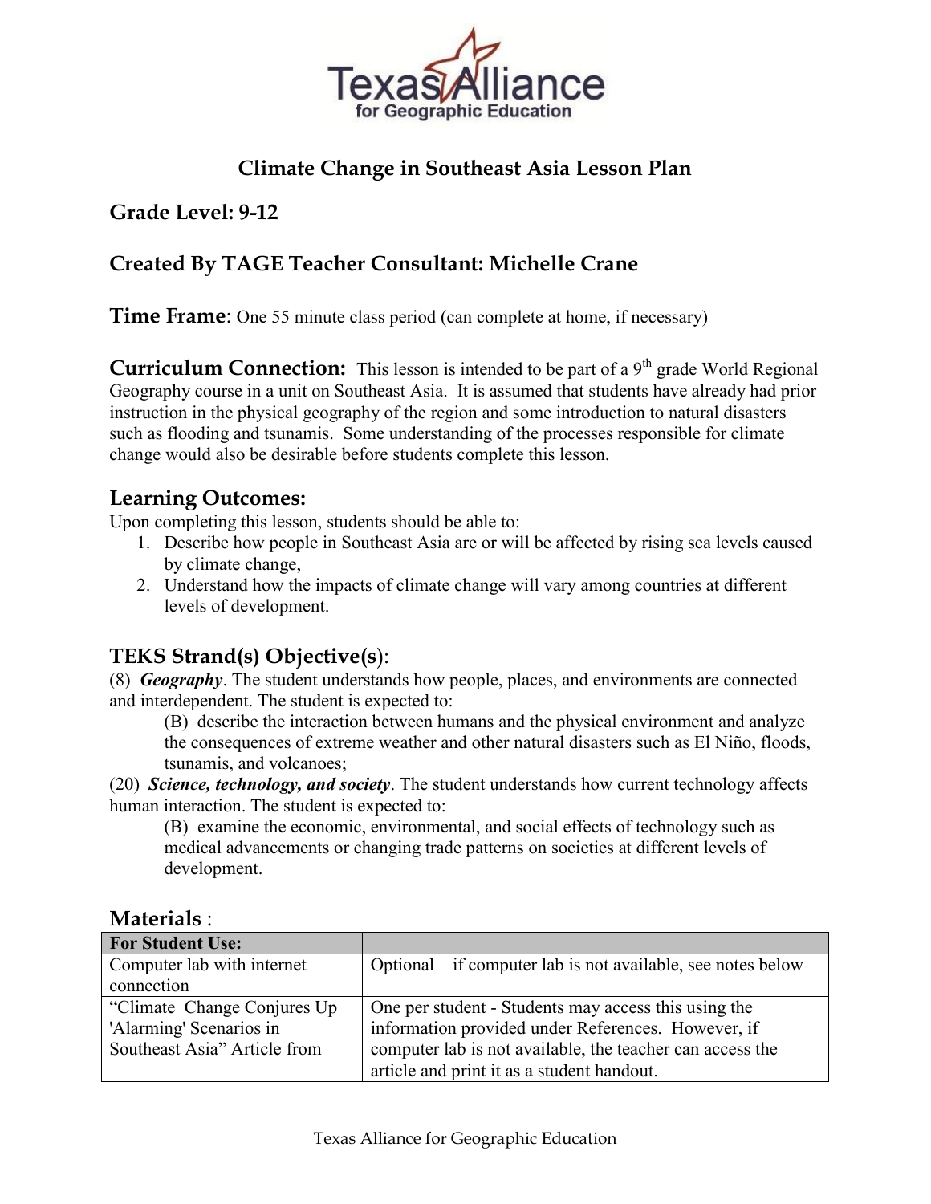# Climate Change in Southeast Asia Lesson Plan

## Grade Level: 9-12

## Created By TAGE Teacher Consultant: Michelle Crane

**Time Frame**: One 55 minute class period (can complete at home, if necessary)

**Curriculum Connection:** This lesson is intended to be part of a 9th grade World Regional Geography course in a unit on Southeast Asia. It is assumed that students have already had prior instruction in the physical geography of the region and some introduction to natural disasters such as flooding and tsunamis. Some understanding of the processes responsible for climate change would also be desirable before students complete this lesson.

### Learning Outcomes:

Upon completing this lesson, students should be able to:

1. Describe how people in Southeast Asia are or will be affected by rising sea levels caused by climate change,
2. Understand how the impacts of climate change will vary among countries at different levels of development.

### TEKS Strand(s) Objective(s):

(8) ***Geography***. The student understands how people, places, and environments are connected and interdependent. The student is expected to:

(B) describe the interaction between humans and the physical environment and analyze the consequences of extreme weather and other natural disasters such as El Niño, floods, tsunamis, and volcanoes;

(20) ***Science, technology, and society***. The student understands how current technology affects human interaction. The student is expected to:

(B) examine the economic, environmental, and social effects of technology such as medical advancements or changing trade patterns on societies at different levels of development.

### Materials :

| For Student Use: | |
|---|---|
| Computer lab with internet connection | Optional – if computer lab is not available, see notes below |
| "Climate Change Conjures Up 'Alarming' Scenarios in Southeast Asia" Article from | One per student - Students may access this using the information provided under References. However, if computer lab is not available, the teacher can access the article and print it as a student handout. |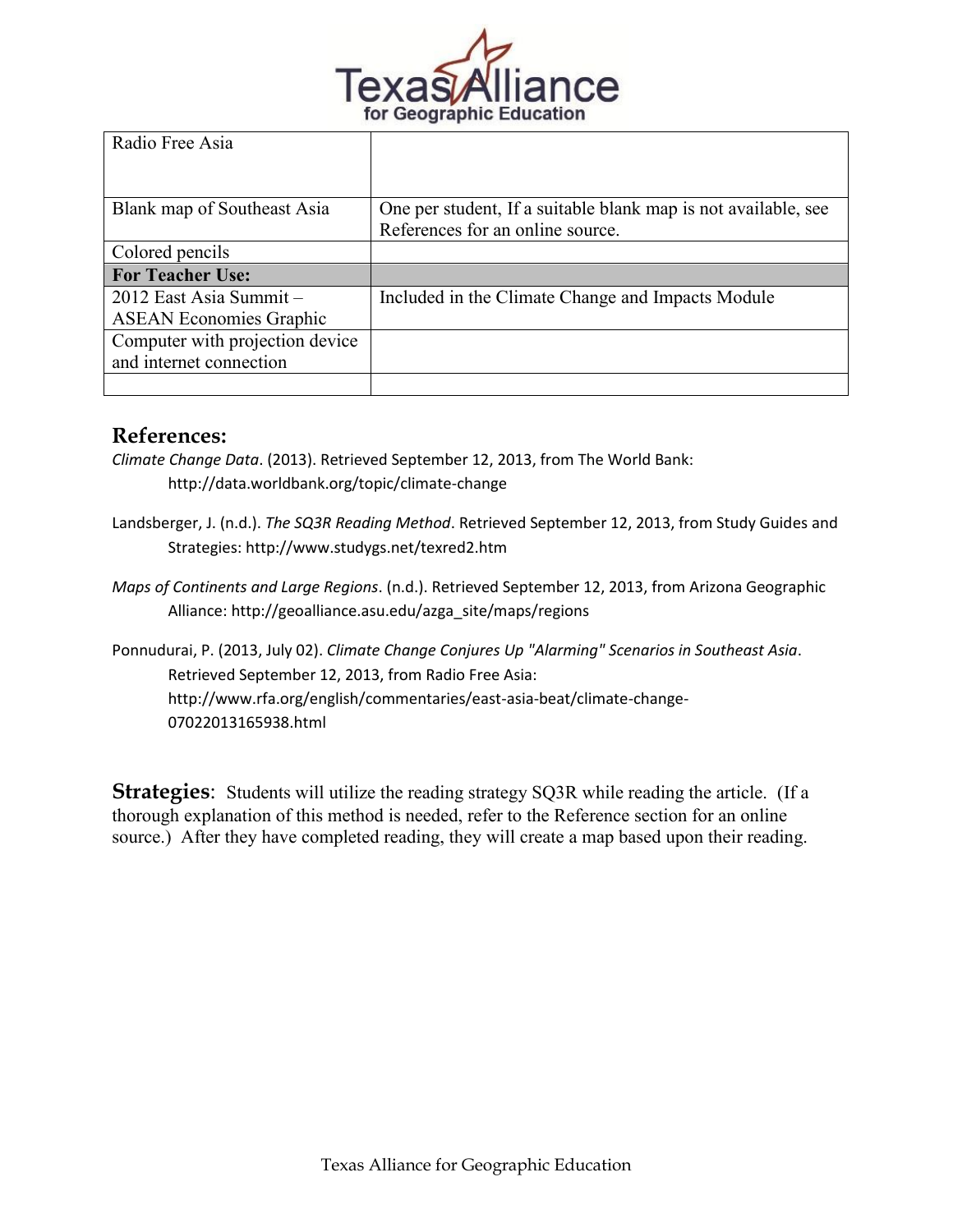| Radio Free Asia | |
|---|---|
| Blank map of Southeast Asia | One per student, If a suitable blank map is not available, see References for an online source. |
| Colored pencils | |
| **For Teacher Use:** | |
| 2012 East Asia Summit – ASEAN Economies Graphic | Included in the Climate Change and Impacts Module |
| Computer with projection device and internet connection | |
| | |

## References:

*Climate Change Data*. (2013). Retrieved September 12, 2013, from The World Bank: http://data.worldbank.org/topic/climate-change

Landsberger, J. (n.d.). *The SQ3R Reading Method*. Retrieved September 12, 2013, from Study Guides and Strategies: http://www.studygs.net/texred2.htm

*Maps of Continents and Large Regions*. (n.d.). Retrieved September 12, 2013, from Arizona Geographic Alliance: http://geoalliance.asu.edu/azga_site/maps/regions

Ponnudurai, P. (2013, July 02). *Climate Change Conjures Up "Alarming" Scenarios in Southeast Asia*. Retrieved September 12, 2013, from Radio Free Asia: http://www.rfa.org/english/commentaries/east-asia-beat/climate-change-07022013165938.html

**Strategies**: Students will utilize the reading strategy SQ3R while reading the article. (If a thorough explanation of this method is needed, refer to the Reference section for an online source.) After they have completed reading, they will create a map based upon their reading.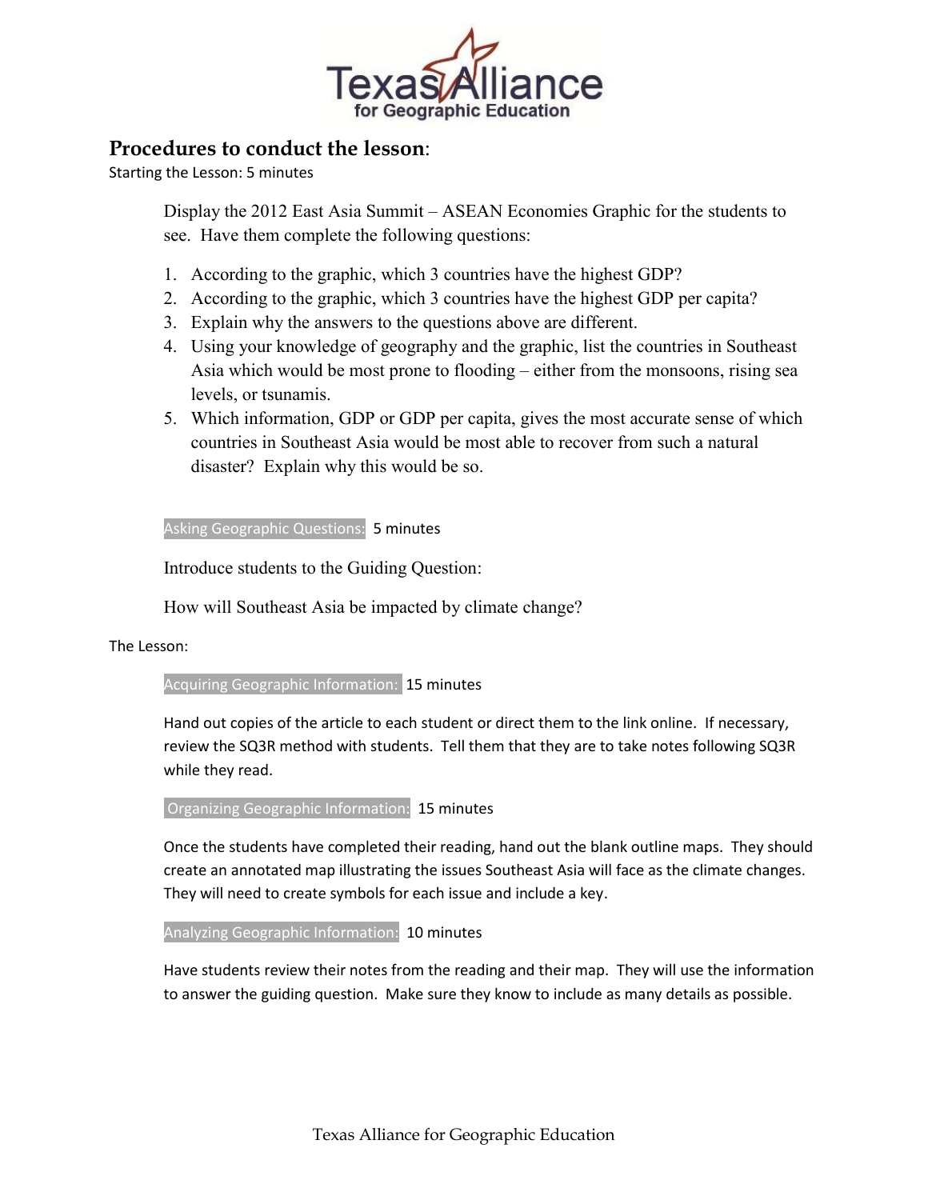## Procedures to conduct the lesson:

Starting the Lesson: 5 minutes

Display the 2012 East Asia Summit – ASEAN Economies Graphic for the students to see. Have them complete the following questions:

1. According to the graphic, which 3 countries have the highest GDP?
2. According to the graphic, which 3 countries have the highest GDP per capita?
3. Explain why the answers to the questions above are different.
4. Using your knowledge of geography and the graphic, list the countries in Southeast Asia which would be most prone to flooding – either from the monsoons, rising sea levels, or tsunamis.
5. Which information, GDP or GDP per capita, gives the most accurate sense of which countries in Southeast Asia would be most able to recover from such a natural disaster? Explain why this would be so.

Asking Geographic Questions: 5 minutes

Introduce students to the Guiding Question:

How will Southeast Asia be impacted by climate change?

The Lesson:

Acquiring Geographic Information: 15 minutes

Hand out copies of the article to each student or direct them to the link online. If necessary, review the SQ3R method with students. Tell them that they are to take notes following SQ3R while they read.

Organizing Geographic Information: 15 minutes

Once the students have completed their reading, hand out the blank outline maps. They should create an annotated map illustrating the issues Southeast Asia will face as the climate changes. They will need to create symbols for each issue and include a key.

Analyzing Geographic Information: 10 minutes

Have students review their notes from the reading and their map. They will use the information to answer the guiding question. Make sure they know to include as many details as possible.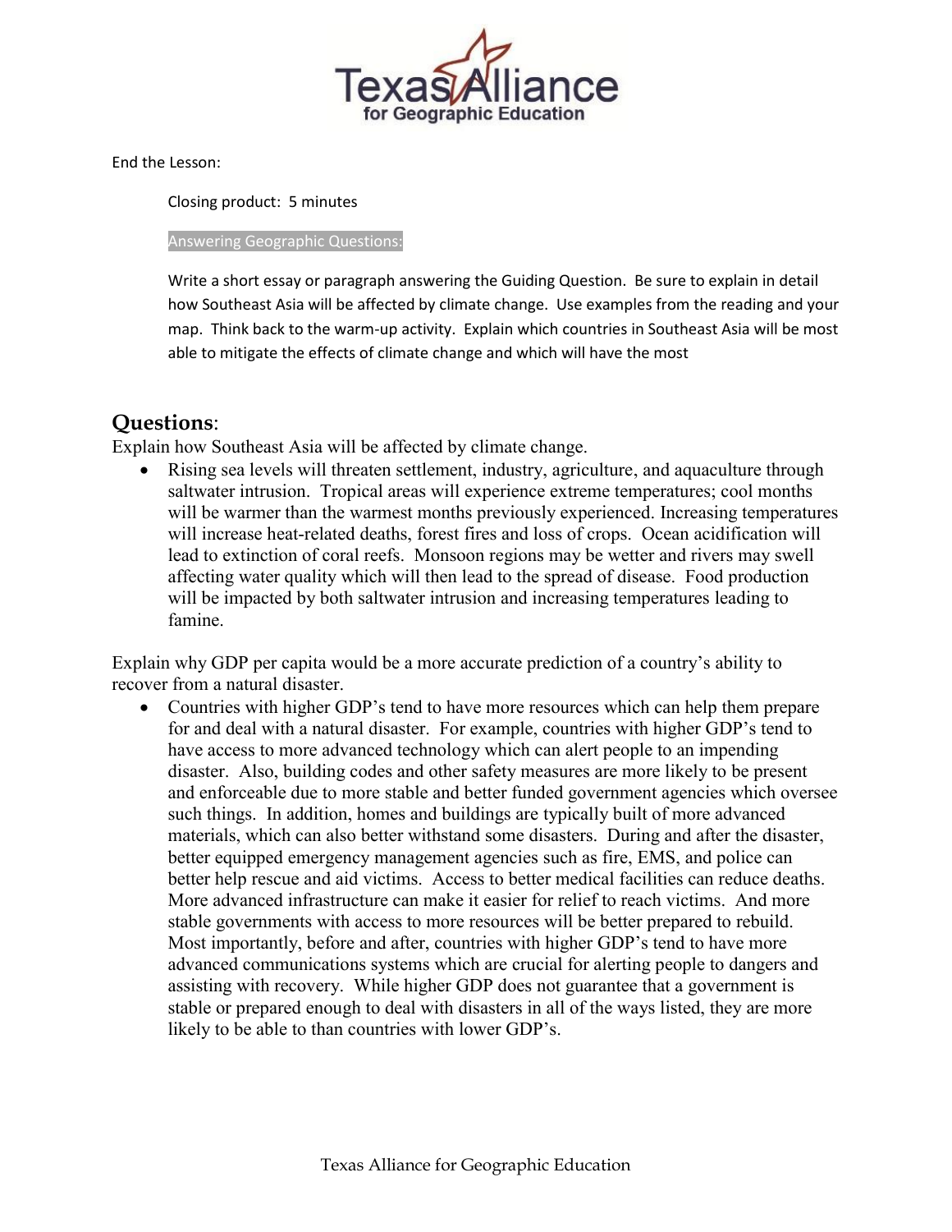End the Lesson:

Closing product: 5 minutes

Answering Geographic Questions:

Write a short essay or paragraph answering the Guiding Question. Be sure to explain in detail how Southeast Asia will be affected by climate change. Use examples from the reading and your map. Think back to the warm-up activity. Explain which countries in Southeast Asia will be most able to mitigate the effects of climate change and which will have the most

## Questions:

Explain how Southeast Asia will be affected by climate change.

- Rising sea levels will threaten settlement, industry, agriculture, and aquaculture through saltwater intrusion. Tropical areas will experience extreme temperatures; cool months will be warmer than the warmest months previously experienced. Increasing temperatures will increase heat-related deaths, forest fires and loss of crops. Ocean acidification will lead to extinction of coral reefs. Monsoon regions may be wetter and rivers may swell affecting water quality which will then lead to the spread of disease. Food production will be impacted by both saltwater intrusion and increasing temperatures leading to famine.

Explain why GDP per capita would be a more accurate prediction of a country's ability to recover from a natural disaster.

- Countries with higher GDP's tend to have more resources which can help them prepare for and deal with a natural disaster. For example, countries with higher GDP's tend to have access to more advanced technology which can alert people to an impending disaster. Also, building codes and other safety measures are more likely to be present and enforceable due to more stable and better funded government agencies which oversee such things. In addition, homes and buildings are typically built of more advanced materials, which can also better withstand some disasters. During and after the disaster, better equipped emergency management agencies such as fire, EMS, and police can better help rescue and aid victims. Access to better medical facilities can reduce deaths. More advanced infrastructure can make it easier for relief to reach victims. And more stable governments with access to more resources will be better prepared to rebuild. Most importantly, before and after, countries with higher GDP's tend to have more advanced communications systems which are crucial for alerting people to dangers and assisting with recovery. While higher GDP does not guarantee that a government is stable or prepared enough to deal with disasters in all of the ways listed, they are more likely to be able to than countries with lower GDP's.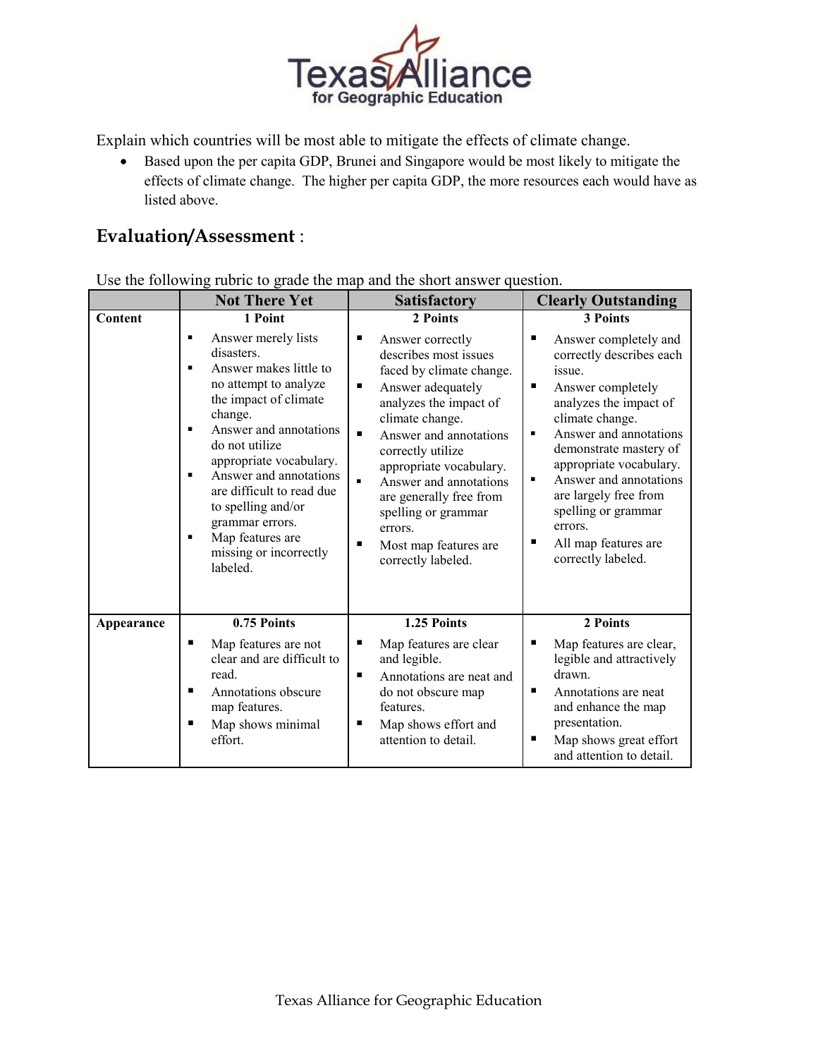Explain which countries will be most able to mitigate the effects of climate change.

- Based upon the per capita GDP, Brunei and Singapore would be most likely to mitigate the effects of climate change. The higher per capita GDP, the more resources each would have as listed above.

## Evaluation/Assessment :

Use the following rubric to grade the map and the short answer question.

| | Not There Yet | Satisfactory | Clearly Outstanding |
|---|---|---|---|
| **Content** | **1 Point**<br>▪ Answer merely lists disasters.<br>▪ Answer makes little to no attempt to analyze the impact of climate change.<br>▪ Answer and annotations do not utilize appropriate vocabulary.<br>▪ Answer and annotations are difficult to read due to spelling and/or grammar errors.<br>▪ Map features are missing or incorrectly labeled. | **2 Points**<br>▪ Answer correctly describes most issues faced by climate change.<br>▪ Answer adequately analyzes the impact of climate change.<br>▪ Answer and annotations correctly utilize appropriate vocabulary.<br>▪ Answer and annotations are generally free from spelling or grammar errors.<br>▪ Most map features are correctly labeled. | **3 Points**<br>▪ Answer completely and correctly describes each issue.<br>▪ Answer completely analyzes the impact of climate change.<br>▪ Answer and annotations demonstrate mastery of appropriate vocabulary.<br>▪ Answer and annotations are largely free from spelling or grammar errors.<br>▪ All map features are correctly labeled. |
| **Appearance** | **0.75 Points**<br>▪ Map features are not clear and are difficult to read.<br>▪ Annotations obscure map features.<br>▪ Map shows minimal effort. | **1.25 Points**<br>▪ Map features are clear and legible.<br>▪ Annotations are neat and do not obscure map features.<br>▪ Map shows effort and attention to detail. | **2 Points**<br>▪ Map features are clear, legible and attractively drawn.<br>▪ Annotations are neat and enhance the map presentation.<br>▪ Map shows great effort and attention to detail. |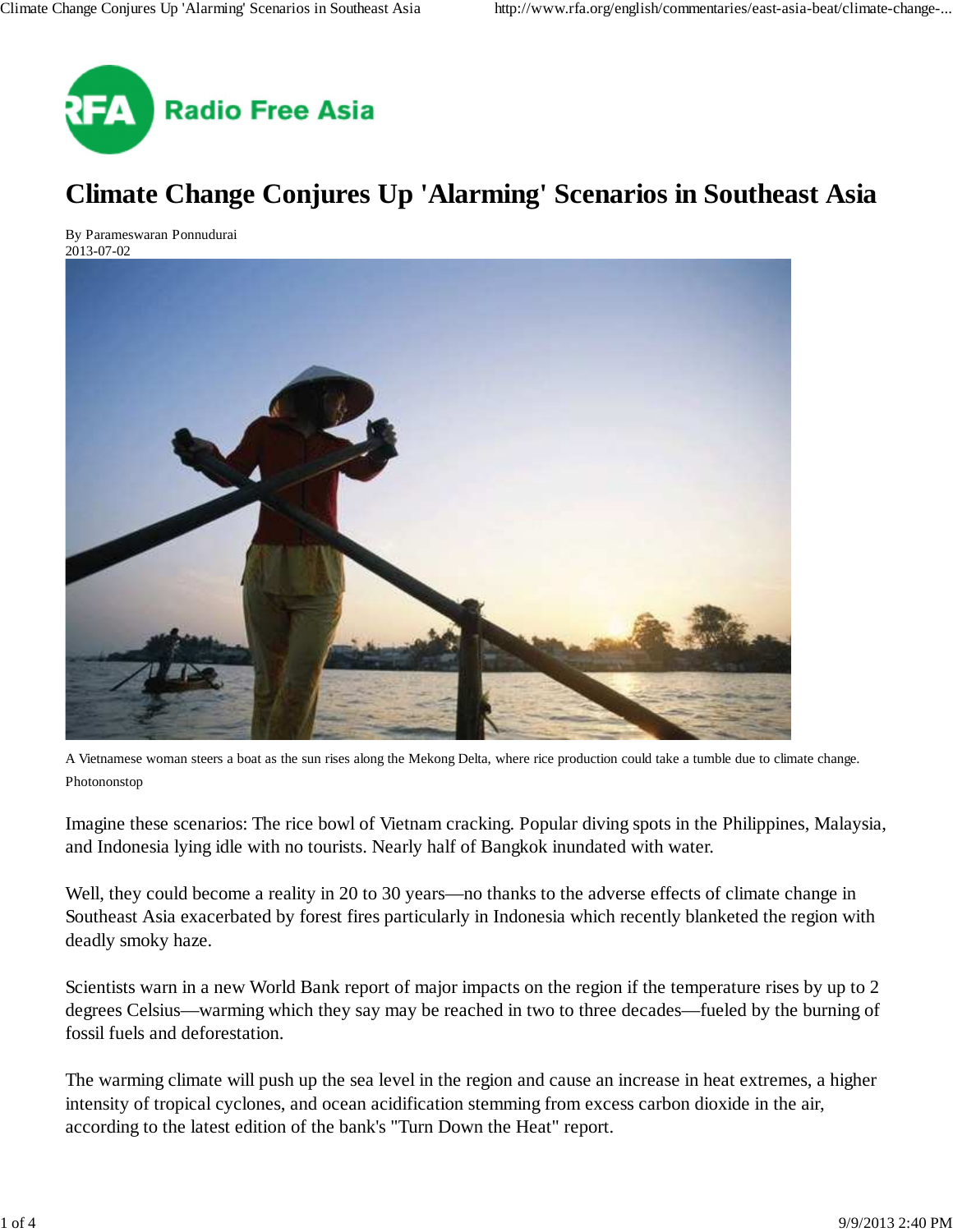Radio Free Asia

# Climate Change Conjures Up 'Alarming' Scenarios in Southeast Asia

By Parameswaran Ponnudurai
2013-07-02

A Vietnamese woman steers a boat as the sun rises along the Mekong Delta, where rice production could take a tumble due to climate change.
Photononstop

Imagine these scenarios: The rice bowl of Vietnam cracking. Popular diving spots in the Philippines, Malaysia, and Indonesia lying idle with no tourists. Nearly half of Bangkok inundated with water.

Well, they could become a reality in 20 to 30 years—no thanks to the adverse effects of climate change in Southeast Asia exacerbated by forest fires particularly in Indonesia which recently blanketed the region with deadly smoky haze.

Scientists warn in a new World Bank report of major impacts on the region if the temperature rises by up to 2 degrees Celsius—warming which they say may be reached in two to three decades—fueled by the burning of fossil fuels and deforestation.

The warming climate will push up the sea level in the region and cause an increase in heat extremes, a higher intensity of tropical cyclones, and ocean acidification stemming from excess carbon dioxide in the air, according to the latest edition of the bank's "Turn Down the Heat" report.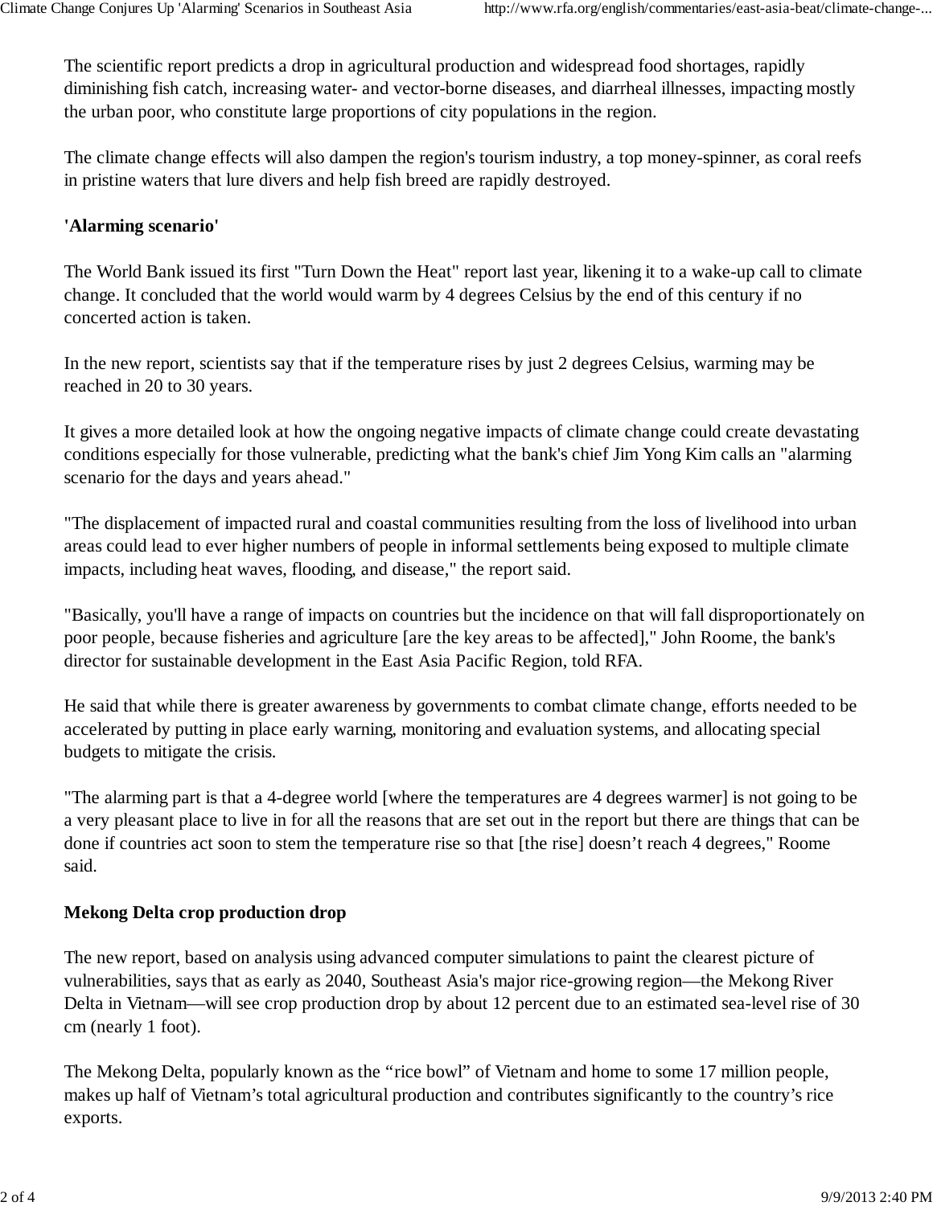The scientific report predicts a drop in agricultural production and widespread food shortages, rapidly diminishing fish catch, increasing water- and vector-borne diseases, and diarrheal illnesses, impacting mostly the urban poor, who constitute large proportions of city populations in the region.

The climate change effects will also dampen the region's tourism industry, a top money-spinner, as coral reefs in pristine waters that lure divers and help fish breed are rapidly destroyed.

## 'Alarming scenario'

The World Bank issued its first "Turn Down the Heat" report last year, likening it to a wake-up call to climate change. It concluded that the world would warm by 4 degrees Celsius by the end of this century if no concerted action is taken.

In the new report, scientists say that if the temperature rises by just 2 degrees Celsius, warming may be reached in 20 to 30 years.

It gives a more detailed look at how the ongoing negative impacts of climate change could create devastating conditions especially for those vulnerable, predicting what the bank's chief Jim Yong Kim calls an "alarming scenario for the days and years ahead."

"The displacement of impacted rural and coastal communities resulting from the loss of livelihood into urban areas could lead to ever higher numbers of people in informal settlements being exposed to multiple climate impacts, including heat waves, flooding, and disease," the report said.

"Basically, you'll have a range of impacts on countries but the incidence on that will fall disproportionately on poor people, because fisheries and agriculture [are the key areas to be affected]," John Roome, the bank's director for sustainable development in the East Asia Pacific Region, told RFA.

He said that while there is greater awareness by governments to combat climate change, efforts needed to be accelerated by putting in place early warning, monitoring and evaluation systems, and allocating special budgets to mitigate the crisis.

"The alarming part is that a 4-degree world [where the temperatures are 4 degrees warmer] is not going to be a very pleasant place to live in for all the reasons that are set out in the report but there are things that can be done if countries act soon to stem the temperature rise so that [the rise] doesn’t reach 4 degrees," Roome said.

## Mekong Delta crop production drop

The new report, based on analysis using advanced computer simulations to paint the clearest picture of vulnerabilities, says that as early as 2040, Southeast Asia's major rice-growing region—the Mekong River Delta in Vietnam—will see crop production drop by about 12 percent due to an estimated sea-level rise of 30 cm (nearly 1 foot).

The Mekong Delta, popularly known as the “rice bowl” of Vietnam and home to some 17 million people, makes up half of Vietnam’s total agricultural production and contributes significantly to the country’s rice exports.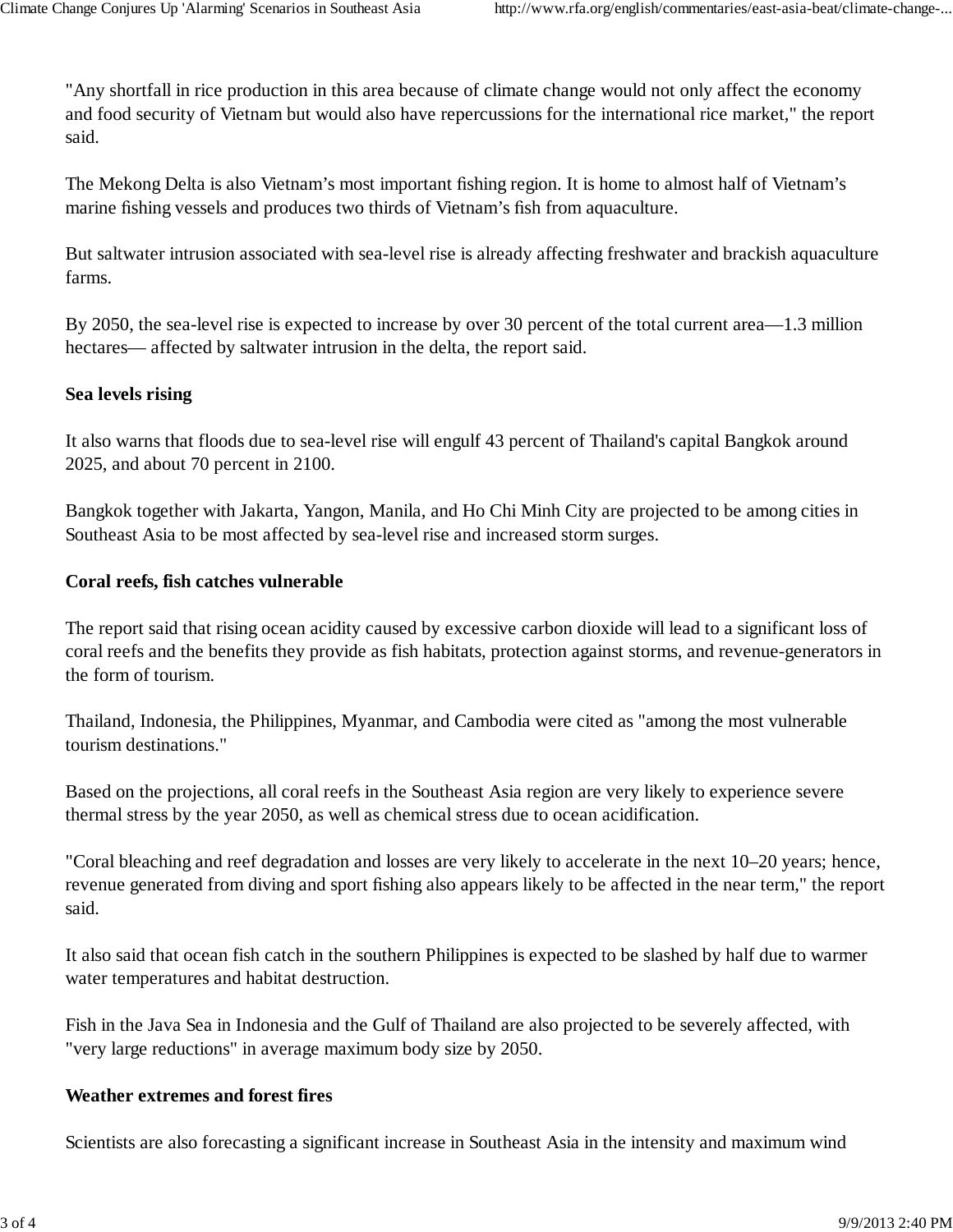"Any shortfall in rice production in this area because of climate change would not only affect the economy and food security of Vietnam but would also have repercussions for the international rice market," the report said.

The Mekong Delta is also Vietnam's most important fishing region. It is home to almost half of Vietnam's marine fishing vessels and produces two thirds of Vietnam's fish from aquaculture.

But saltwater intrusion associated with sea-level rise is already affecting freshwater and brackish aquaculture farms.

By 2050, the sea-level rise is expected to increase by over 30 percent of the total current area—1.3 million hectares— affected by saltwater intrusion in the delta, the report said.

**Sea levels rising**

It also warns that floods due to sea-level rise will engulf 43 percent of Thailand's capital Bangkok around 2025, and about 70 percent in 2100.

Bangkok together with Jakarta, Yangon, Manila, and Ho Chi Minh City are projected to be among cities in Southeast Asia to be most affected by sea-level rise and increased storm surges.

**Coral reefs, fish catches vulnerable**

The report said that rising ocean acidity caused by excessive carbon dioxide will lead to a significant loss of coral reefs and the benefits they provide as fish habitats, protection against storms, and revenue-generators in the form of tourism.

Thailand, Indonesia, the Philippines, Myanmar, and Cambodia were cited as "among the most vulnerable tourism destinations."

Based on the projections, all coral reefs in the Southeast Asia region are very likely to experience severe thermal stress by the year 2050, as well as chemical stress due to ocean acidification.

"Coral bleaching and reef degradation and losses are very likely to accelerate in the next 10–20 years; hence, revenue generated from diving and sport fishing also appears likely to be affected in the near term," the report said.

It also said that ocean fish catch in the southern Philippines is expected to be slashed by half due to warmer water temperatures and habitat destruction.

Fish in the Java Sea in Indonesia and the Gulf of Thailand are also projected to be severely affected, with "very large reductions" in average maximum body size by 2050.

**Weather extremes and forest fires**

Scientists are also forecasting a significant increase in Southeast Asia in the intensity and maximum wind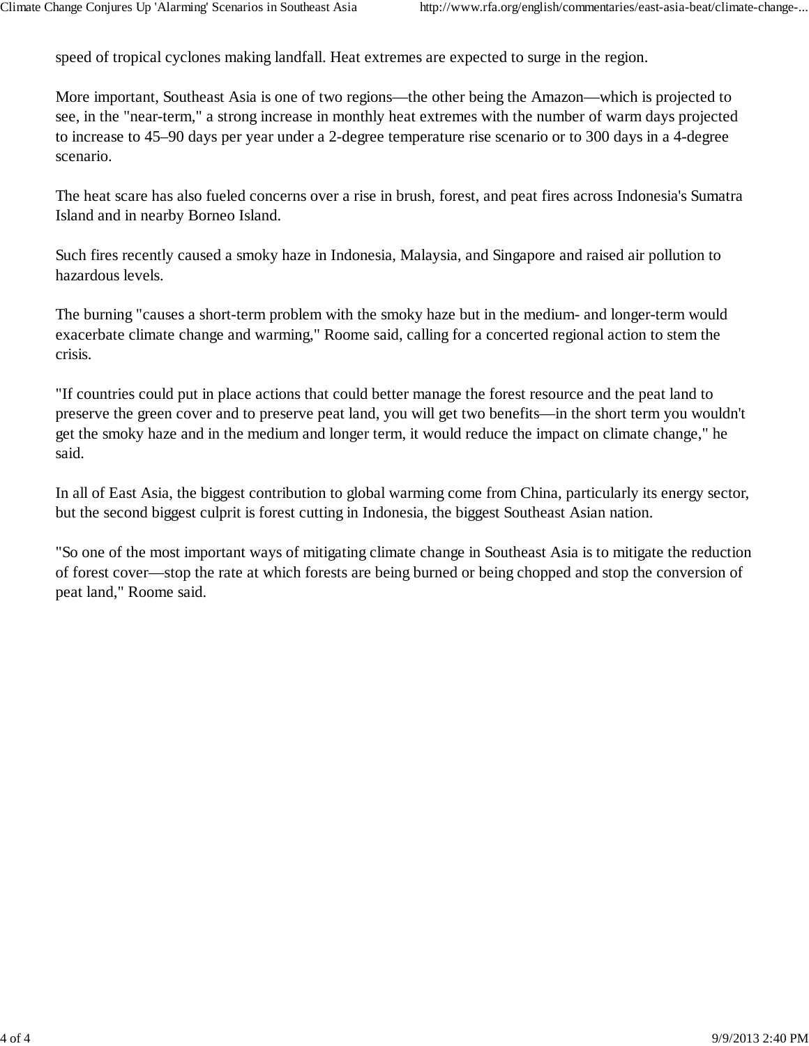speed of tropical cyclones making landfall. Heat extremes are expected to surge in the region.

More important, Southeast Asia is one of two regions—the other being the Amazon—which is projected to see, in the "near-term," a strong increase in monthly heat extremes with the number of warm days projected to increase to 45–90 days per year under a 2-degree temperature rise scenario or to 300 days in a 4-degree scenario.

The heat scare has also fueled concerns over a rise in brush, forest, and peat fires across Indonesia's Sumatra Island and in nearby Borneo Island.

Such fires recently caused a smoky haze in Indonesia, Malaysia, and Singapore and raised air pollution to hazardous levels.

The burning "causes a short-term problem with the smoky haze but in the medium- and longer-term would exacerbate climate change and warming," Roome said, calling for a concerted regional action to stem the crisis.

"If countries could put in place actions that could better manage the forest resource and the peat land to preserve the green cover and to preserve peat land, you will get two benefits—in the short term you wouldn't get the smoky haze and in the medium and longer term, it would reduce the impact on climate change," he said.

In all of East Asia, the biggest contribution to global warming come from China, particularly its energy sector, but the second biggest culprit is forest cutting in Indonesia, the biggest Southeast Asian nation.

"So one of the most important ways of mitigating climate change in Southeast Asia is to mitigate the reduction of forest cover—stop the rate at which forests are being burned or being chopped and stop the conversion of peat land," Roome said.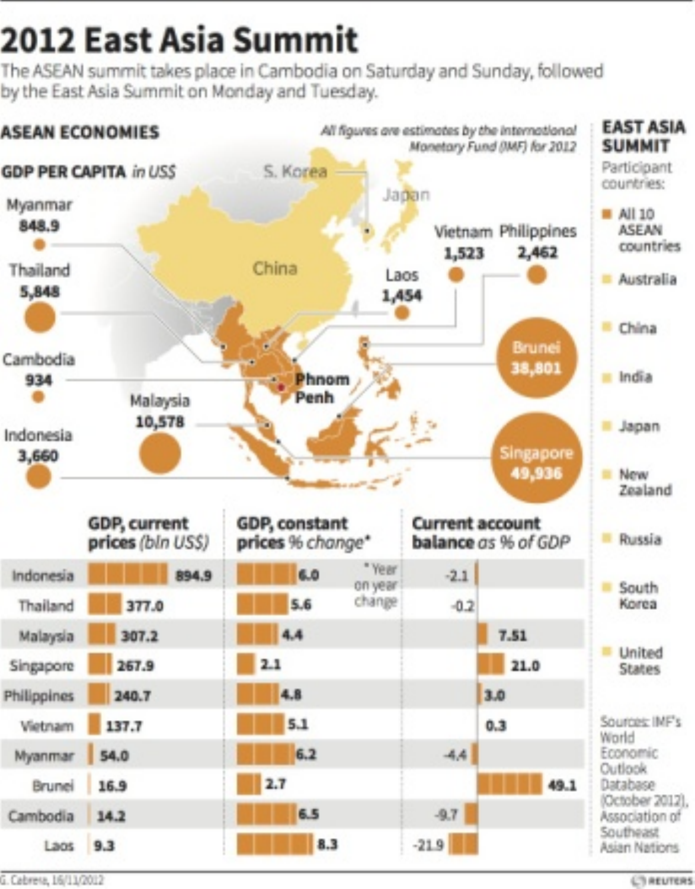# 2012 East Asia Summit

The ASEAN summit takes place in Cambodia on Saturday and Sunday, followed by the East Asia Summit on Monday and Tuesday.

## ASEAN ECONOMIES

*All figures are estimates by the International Monetary Fund (IMF) for 2012*

### GDP PER CAPITA *in US$*

| Country | GDP per capita (US$) |
|---|---|
| Myanmar | 848.9 |
| Thailand | 5,848 |
| Cambodia | 934 |
| Malaysia | 10,578 |
| Indonesia | 3,660 |
| Laos | 1,454 |
| Vietnam | 1,523 |
| Philippines | 2,462 |
| Brunei | 38,801 |
| Singapore | 49,936 |

Map labels: S. Korea, Japan, China, Phnom Penh

| Country | GDP, current prices (bln US$) | GDP, constant prices % change* | Current account balance as % of GDP |
|---|---|---|---|
| Indonesia | 894.9 | 6.0 | -2.1 |
| Thailand | 377.0 | 5.6 | -0.2 |
| Malaysia | 307.2 | 4.4 | 7.51 |
| Singapore | 267.9 | 2.1 | 21.0 |
| Philippines | 240.7 | 4.8 | 3.0 |
| Vietnam | 137.7 | 5.1 | 0.3 |
| Myanmar | 54.0 | 6.2 | -4.4 |
| Brunei | 16.9 | 2.7 | 49.1 |
| Cambodia | 14.2 | 6.5 | -9.7 |
| Laos | 9.3 | 8.3 | -21.9 |

\* Year on year change

## EAST ASIA SUMMIT

Participant countries:

- All 10 ASEAN countries
- Australia
- China
- India
- Japan
- New Zealand
- Russia
- South Korea
- United States

Sources: IMF's World Economic Outlook Database (October 2012), Association of Southeast Asian Nations

G. Cabrera, 16/11/2012

REUTERS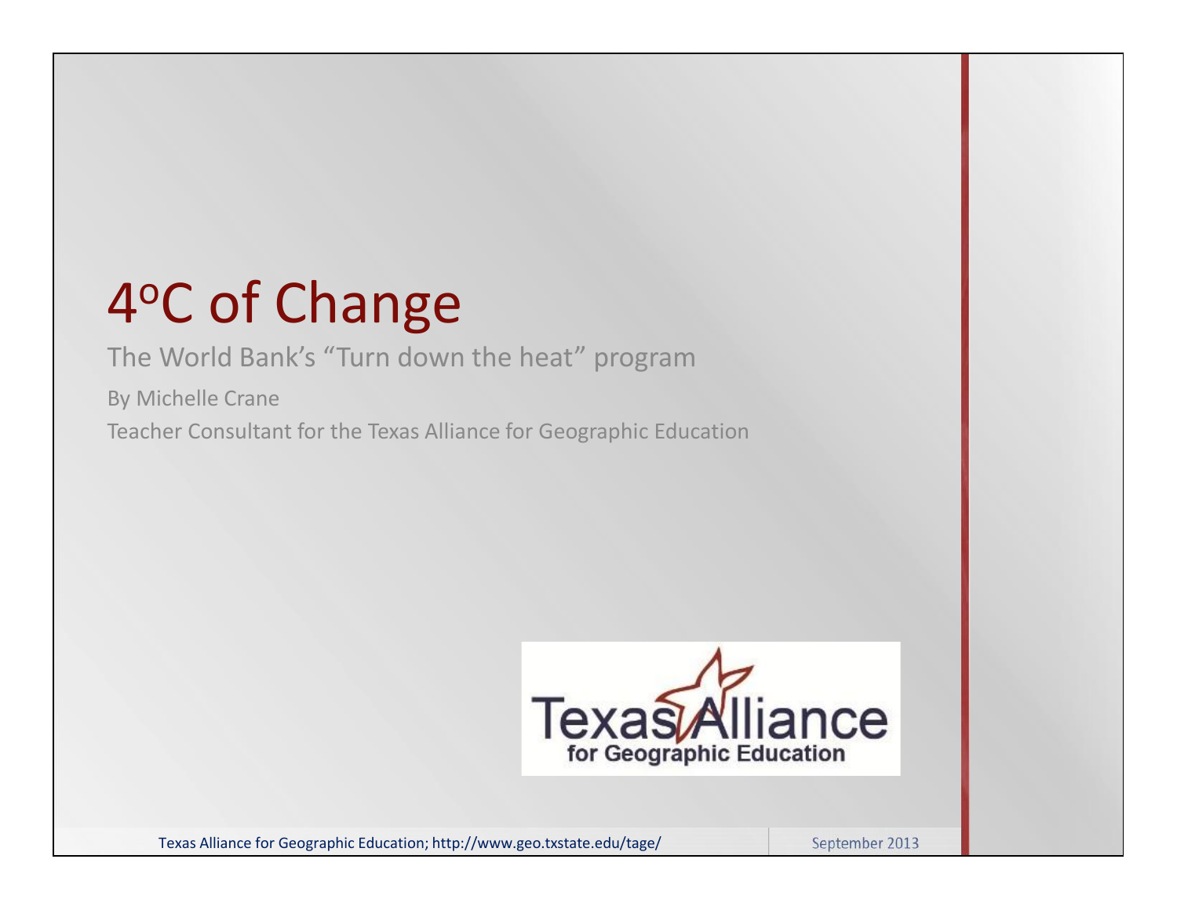# 4$^{o}$C of Change

The World Bank's "Turn down the heat" program

By Michelle Crane

Teacher Consultant for the Texas Alliance for Geographic Education

Texas Alliance for Geographic Education; http://www.geo.txstate.edu/tage/

September 2013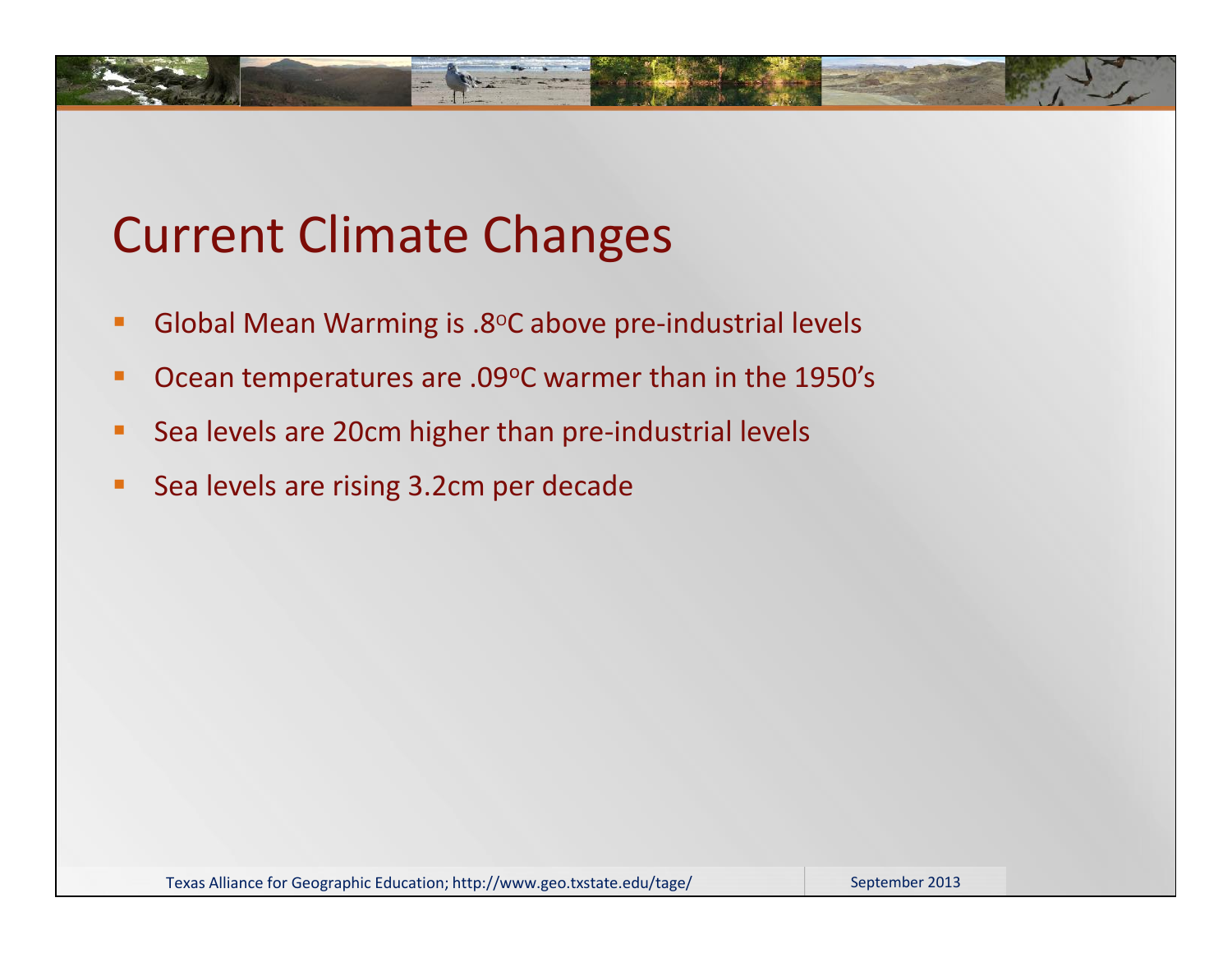# Current Climate Changes

- Global Mean Warming is .8$^{o}$C above pre-industrial levels
- Ocean temperatures are .09$^{o}$C warmer than in the 1950's
- Sea levels are 20cm higher than pre-industrial levels
- Sea levels are rising 3.2cm per decade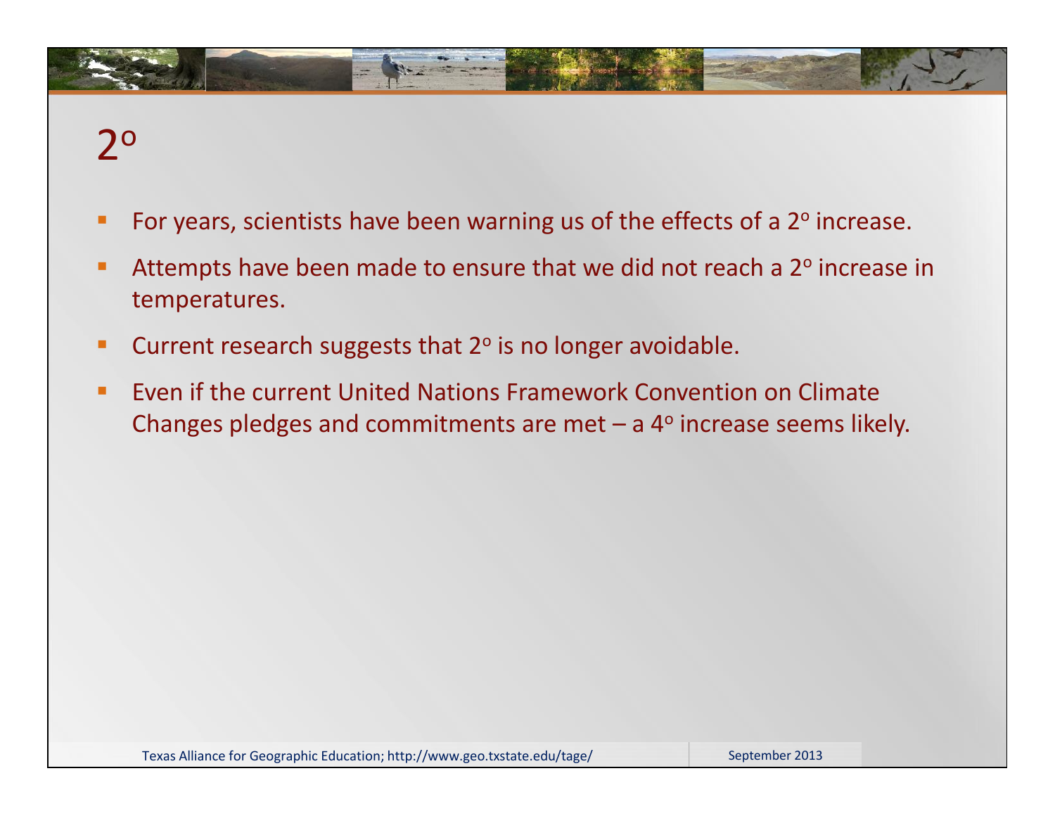# 2°

- For years, scientists have been warning us of the effects of a 2° increase.
- Attempts have been made to ensure that we did not reach a 2° increase in temperatures.
- Current research suggests that 2° is no longer avoidable.
- Even if the current United Nations Framework Convention on Climate Changes pledges and commitments are met – a 4° increase seems likely.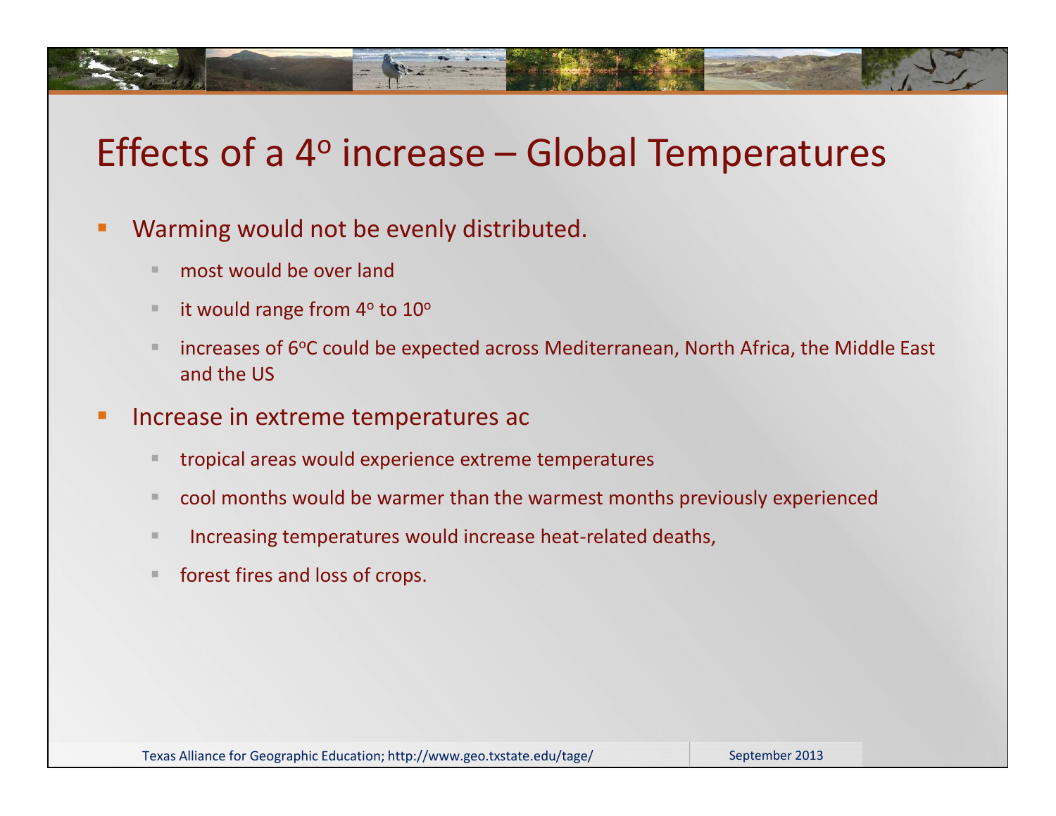# Effects of a $4^{o}$ increase – Global Temperatures

- Warming would not be evenly distributed.
  - most would be over land
  - it would range from $4^{o}$ to $10^{o}$
  - increases of $6^{o}$C could be expected across Mediterranean, North Africa, the Middle East and the US
- Increase in extreme temperatures ac
  - tropical areas would experience extreme temperatures
  - cool months would be warmer than the warmest months previously experienced
  - Increasing temperatures would increase heat-related deaths,
  - forest fires and loss of crops.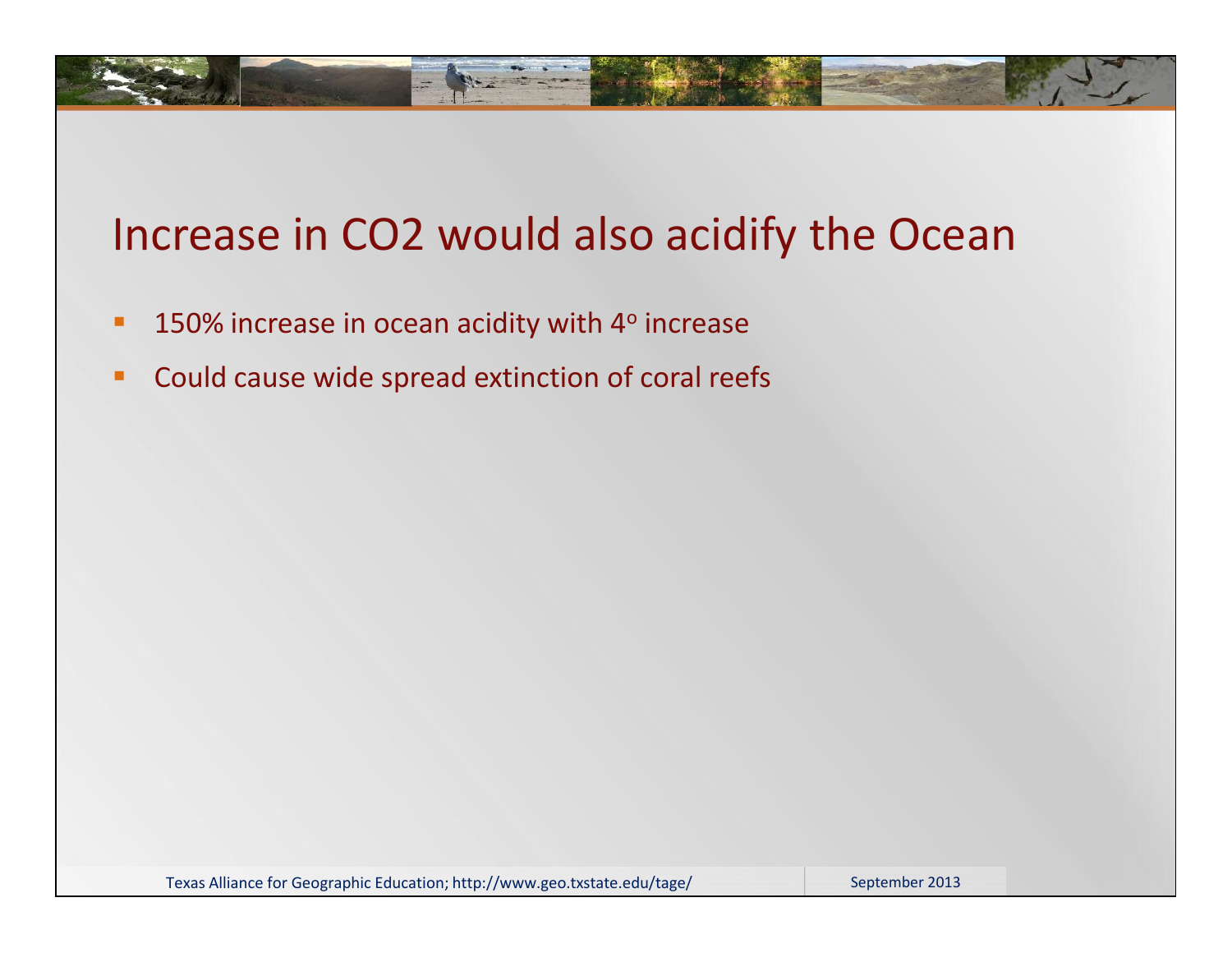# Increase in $CO_2$ would also acidify the Ocean

- 150% increase in ocean acidity with 4° increase
- Could cause wide spread extinction of coral reefs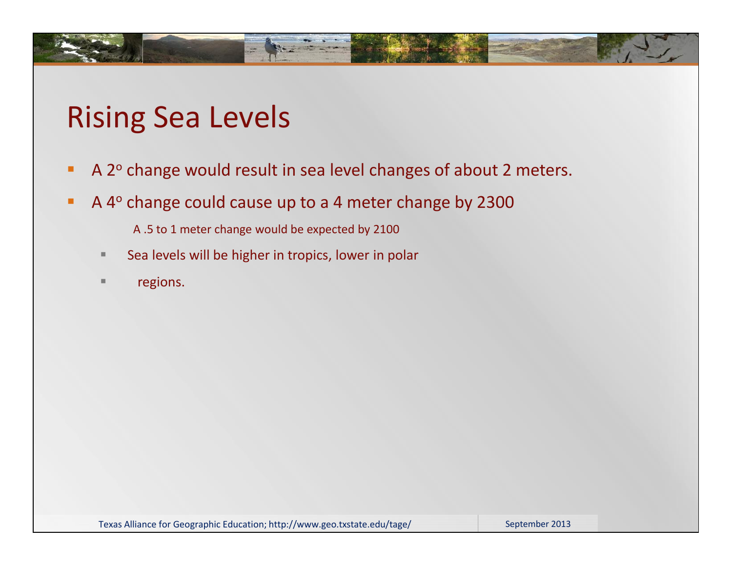# Rising Sea Levels

- A 2$^{o}$ change would result in sea level changes of about 2 meters.
- A 4$^{o}$ change could cause up to a 4 meter change by 2300

  A .5 to 1 meter change would be expected by 2100

  - Sea levels will be higher in tropics, lower in polar
  - regions.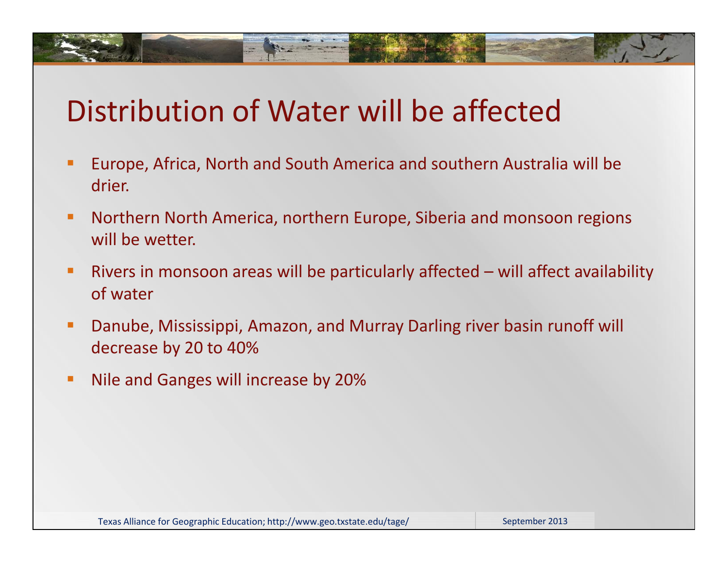# Distribution of Water will be affected

- Europe, Africa, North and South America and southern Australia will be drier.
- Northern North America, northern Europe, Siberia and monsoon regions will be wetter.
- Rivers in monsoon areas will be particularly affected – will affect availability of water
- Danube, Mississippi, Amazon, and Murray Darling river basin runoff will decrease by 20 to 40%
- Nile and Ganges will increase by 20%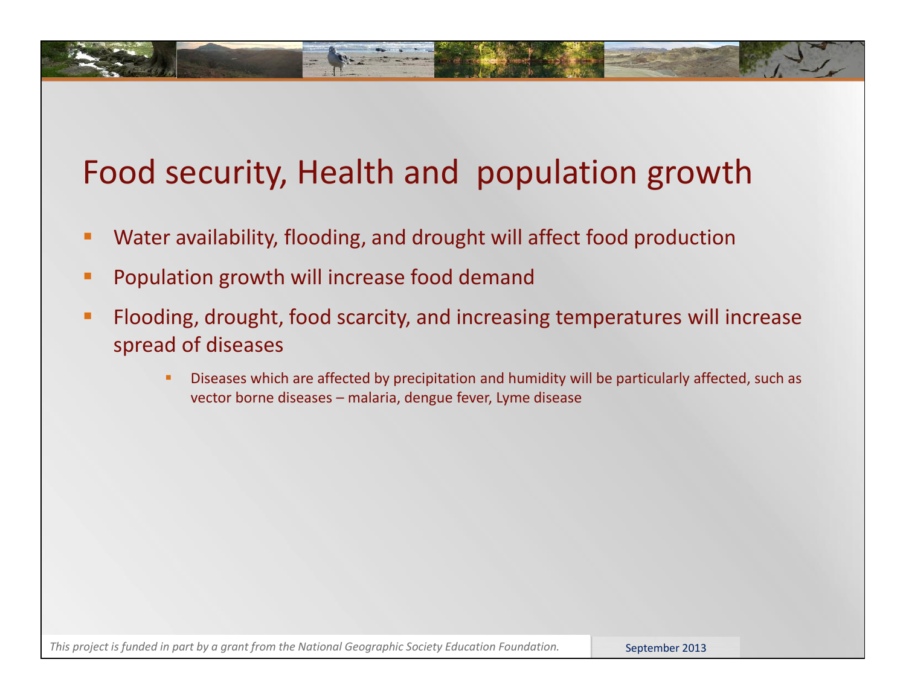# Food security, Health and population growth

- Water availability, flooding, and drought will affect food production
- Population growth will increase food demand
- Flooding, drought, food scarcity, and increasing temperatures will increase spread of diseases
  - Diseases which are affected by precipitation and humidity will be particularly affected, such as vector borne diseases – malaria, dengue fever, Lyme disease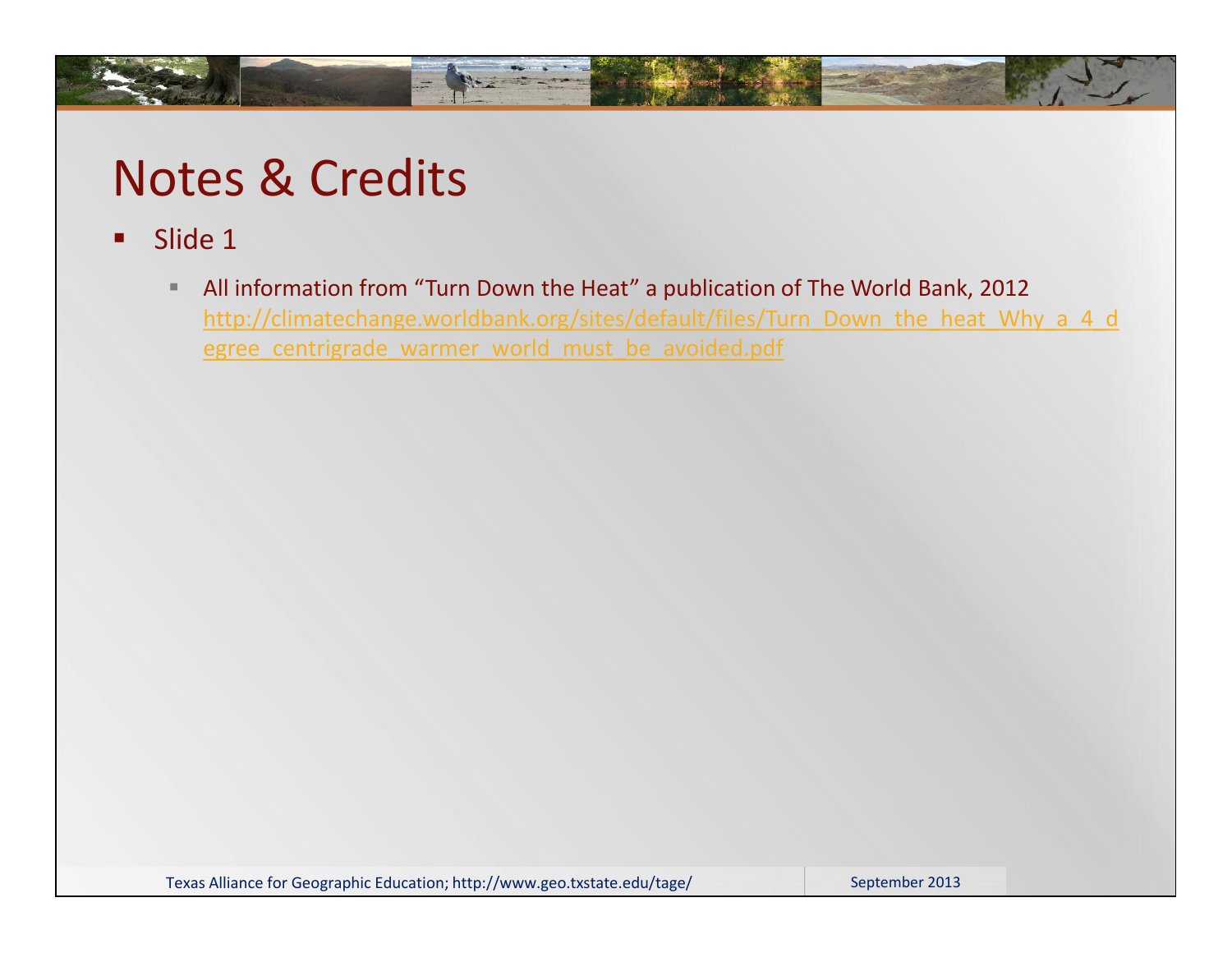# Notes & Credits

- Slide 1
  - All information from "Turn Down the Heat" a publication of The World Bank, 2012 http://climatechange.worldbank.org/sites/default/files/Turn_Down_the_heat_Why_a_4_degree_centrigrade_warmer_world_must_be_avoided.pdf